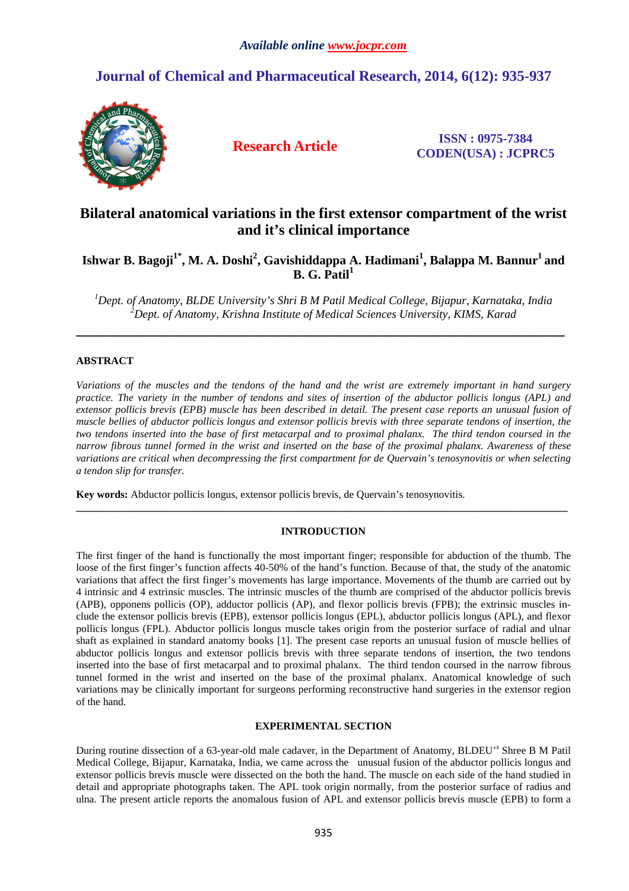*Available online www.jocpr.com*

**Journal of Chemical and Pharmaceutical Research, 2014, 6(12): 935-937**

**Research Article**

**ISSN : 0975-7384**
**CODEN(USA) : JCPRC5**

# Bilateral anatomical variations in the first extensor compartment of the wrist and it's clinical importance

**Ishwar B. Bagoji[1*], M. A. Doshi[2], Gavishiddappa A. Hadimani[1], Balappa M. Bannur[1] and B. G. Patil[1]**

*[1]Dept. of Anatomy, BLDE University's Shri B M Patil Medical College, Bijapur, Karnataka, India*
*[2]Dept. of Anatomy, Krishna Institute of Medical Sciences University, KIMS, Karad*

---

## ABSTRACT

*Variations of the muscles and the tendons of the hand and the wrist are extremely important in hand surgery practice. The variety in the number of tendons and sites of insertion of the abductor pollicis longus (APL) and extensor pollicis brevis (EPB) muscle has been described in detail. The present case reports an unusual fusion of muscle bellies of abductor pollicis longus and extensor pollicis brevis with three separate tendons of insertion, the two tendons inserted into the base of first metacarpal and to proximal phalanx. The third tendon coursed in the narrow fibrous tunnel formed in the wrist and inserted on the base of the proximal phalanx. Awareness of these variations are critical when decompressing the first compartment for de Quervain's tenosynovitis or when selecting a tendon slip for transfer.*

**Key words:** Abductor pollicis longus, extensor pollicis brevis, de Quervain's tenosynovitis.

---

## INTRODUCTION

The first finger of the hand is functionally the most important finger; responsible for abduction of the thumb. The loose of the first finger's function affects 40-50% of the hand's function. Because of that, the study of the anatomic variations that affect the first finger's movements has large importance. Movements of the thumb are carried out by 4 intrinsic and 4 extrinsic muscles. The intrinsic muscles of the thumb are comprised of the abductor pollicis brevis (APB), opponens pollicis (OP), adductor pollicis (AP), and flexor pollicis brevis (FPB); the extrinsic muscles include the extensor pollicis brevis (EPB), extensor pollicis longus (EPL), abductor pollicis longus (APL), and flexor pollicis longus (FPL). Abductor pollicis longus muscle takes origin from the posterior surface of radial and ulnar shaft as explained in standard anatomy books [1]. The present case reports an unusual fusion of muscle bellies of abductor pollicis longus and extensor pollicis brevis with three separate tendons of insertion, the two tendons inserted into the base of first metacarpal and to proximal phalanx. The third tendon coursed in the narrow fibrous tunnel formed in the wrist and inserted on the base of the proximal phalanx. Anatomical knowledge of such variations may be clinically important for surgeons performing reconstructive hand surgeries in the extensor region of the hand.

## EXPERIMENTAL SECTION

During routine dissection of a 63-year-old male cadaver, in the Department of Anatomy, BLDEU's Shree B M Patil Medical College, Bijapur, Karnataka, India, we came across the unusual fusion of the abductor pollicis longus and extensor pollicis brevis muscle were dissected on the both the hand. The muscle on each side of the hand studied in detail and appropriate photographs taken. The APL took origin normally, from the posterior surface of radius and ulna. The present article reports the anomalous fusion of APL and extensor pollicis brevis muscle (EPB) to form a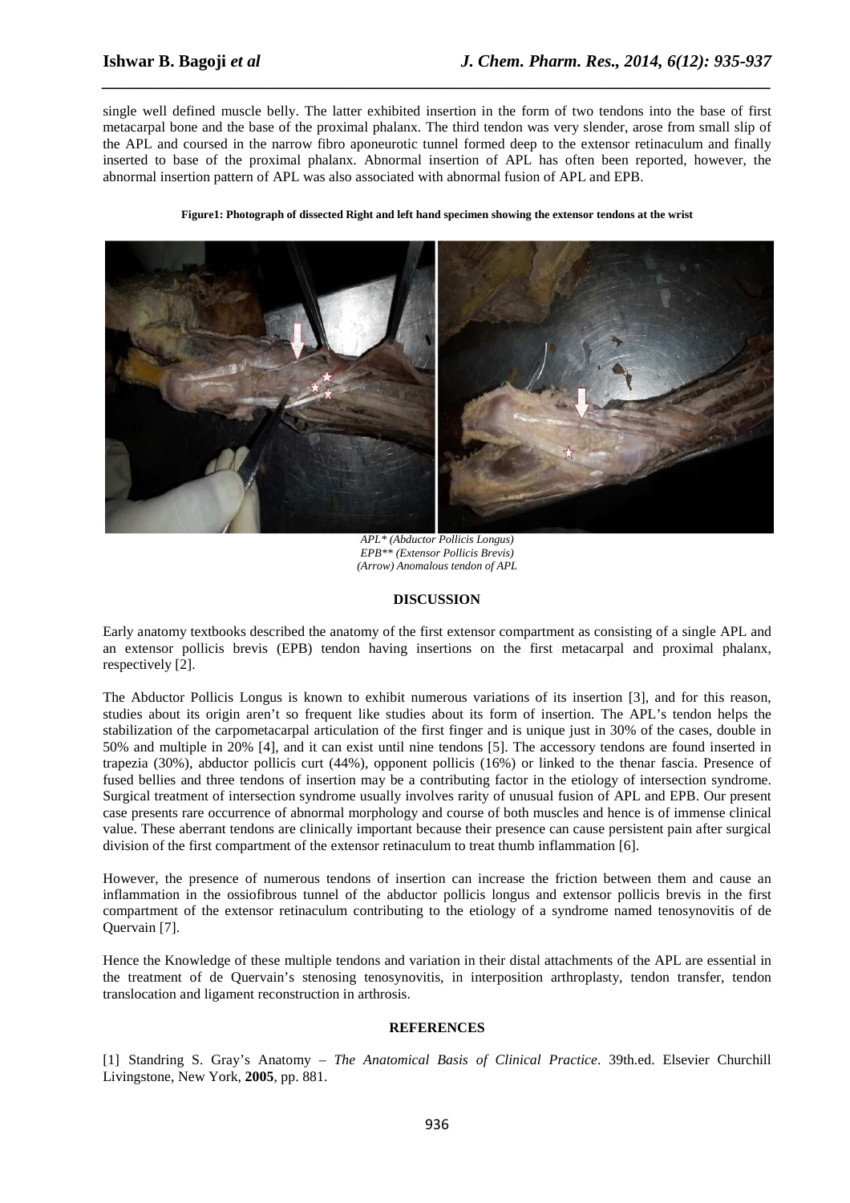single well defined muscle belly. The latter exhibited insertion in the form of two tendons into the base of first metacarpal bone and the base of the proximal phalanx. The third tendon was very slender, arose from small slip of the APL and coursed in the narrow fibro aponeurotic tunnel formed deep to the extensor retinaculum and finally inserted to base of the proximal phalanx. Abnormal insertion of APL has often been reported, however, the abnormal insertion pattern of APL was also associated with abnormal fusion of APL and EPB.

**Figure1: Photograph of dissected Right and left hand specimen showing the extensor tendons at the wrist**

*APL* (Abductor Pollicis Longus)*
*EPB** (Extensor Pollicis Brevis)*
*(Arrow) Anomalous tendon of APL*

## DISCUSSION

Early anatomy textbooks described the anatomy of the first extensor compartment as consisting of a single APL and an extensor pollicis brevis (EPB) tendon having insertions on the first metacarpal and proximal phalanx, respectively [2].

The Abductor Pollicis Longus is known to exhibit numerous variations of its insertion [3], and for this reason, studies about its origin aren't so frequent like studies about its form of insertion. The APL's tendon helps the stabilization of the carpometacarpal articulation of the first finger and is unique just in 30% of the cases, double in 50% and multiple in 20% [4], and it can exist until nine tendons [5]. The accessory tendons are found inserted in trapezia (30%), abductor pollicis curt (44%), opponent pollicis (16%) or linked to the thenar fascia. Presence of fused bellies and three tendons of insertion may be a contributing factor in the etiology of intersection syndrome. Surgical treatment of intersection syndrome usually involves rarity of unusual fusion of APL and EPB. Our present case presents rare occurrence of abnormal morphology and course of both muscles and hence is of immense clinical value. These aberrant tendons are clinically important because their presence can cause persistent pain after surgical division of the first compartment of the extensor retinaculum to treat thumb inflammation [6].

However, the presence of numerous tendons of insertion can increase the friction between them and cause an inflammation in the ossiofibrous tunnel of the abductor pollicis longus and extensor pollicis brevis in the first compartment of the extensor retinaculum contributing to the etiology of a syndrome named tenosynovitis of de Quervain [7].

Hence the Knowledge of these multiple tendons and variation in their distal attachments of the APL are essential in the treatment of de Quervain's stenosing tenosynovitis, in interposition arthroplasty, tendon transfer, tendon translocation and ligament reconstruction in arthrosis.

## REFERENCES

[1] Standring S. Gray's Anatomy – *The Anatomical Basis of Clinical Practice*. 39th.ed. Elsevier Churchill Livingstone, New York, **2005**, pp. 881.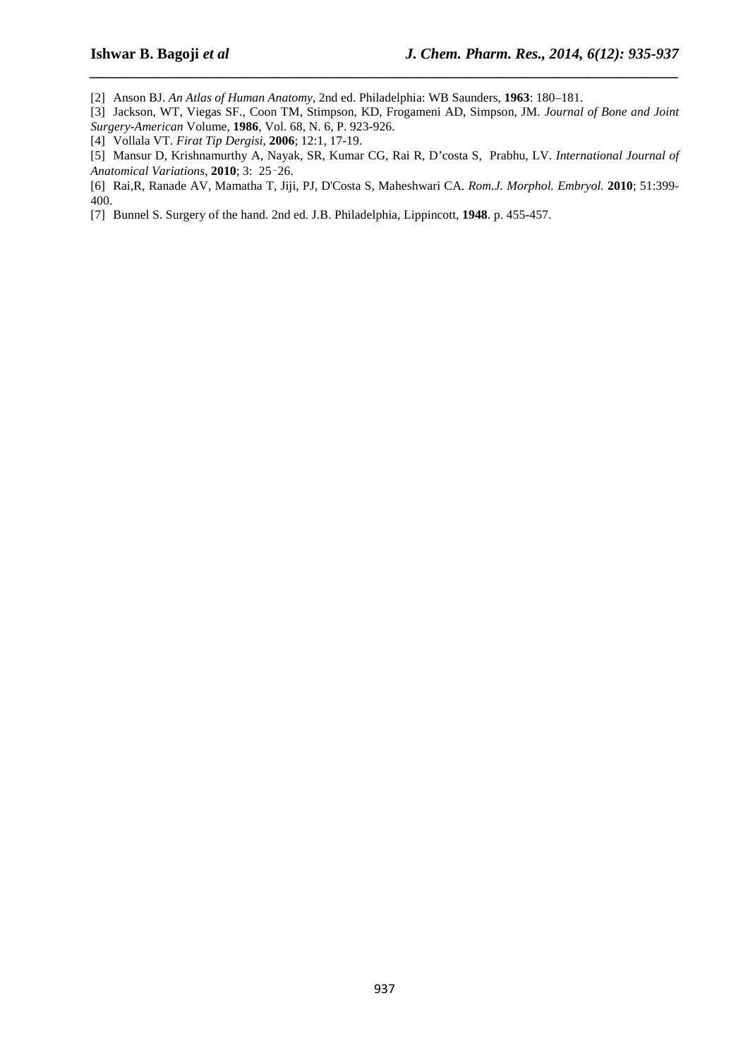[2] Anson BJ. *An Atlas of Human Anatomy*, 2nd ed. Philadelphia: WB Saunders, **1963**: 180–181.

[3] Jackson, WT, Viegas SF., Coon TM, Stimpson, KD, Frogameni AD, Simpson, JM. *Journal of Bone and Joint Surgery-American* Volume, **1986**, Vol. 68, N. 6, P. 923-926.

[4] Vollala VT. *Firat Tip Dergisi*, **2006**; 12:1, 17-19.

[5] Mansur D, Krishnamurthy A, Nayak, SR, Kumar CG, Rai R, D'costa S, Prabhu, LV. *International Journal of Anatomical Variations*, **2010**; 3: 25‑26.

[6] Rai,R, Ranade AV, Mamatha T, Jiji, PJ, D'Costa S, Maheshwari CA. *Rom.J. Morphol. Embryol.* **2010**; 51:399-400.

[7] Bunnel S. Surgery of the hand. 2nd ed. J.B. Philadelphia, Lippincott, **1948**. p. 455-457.